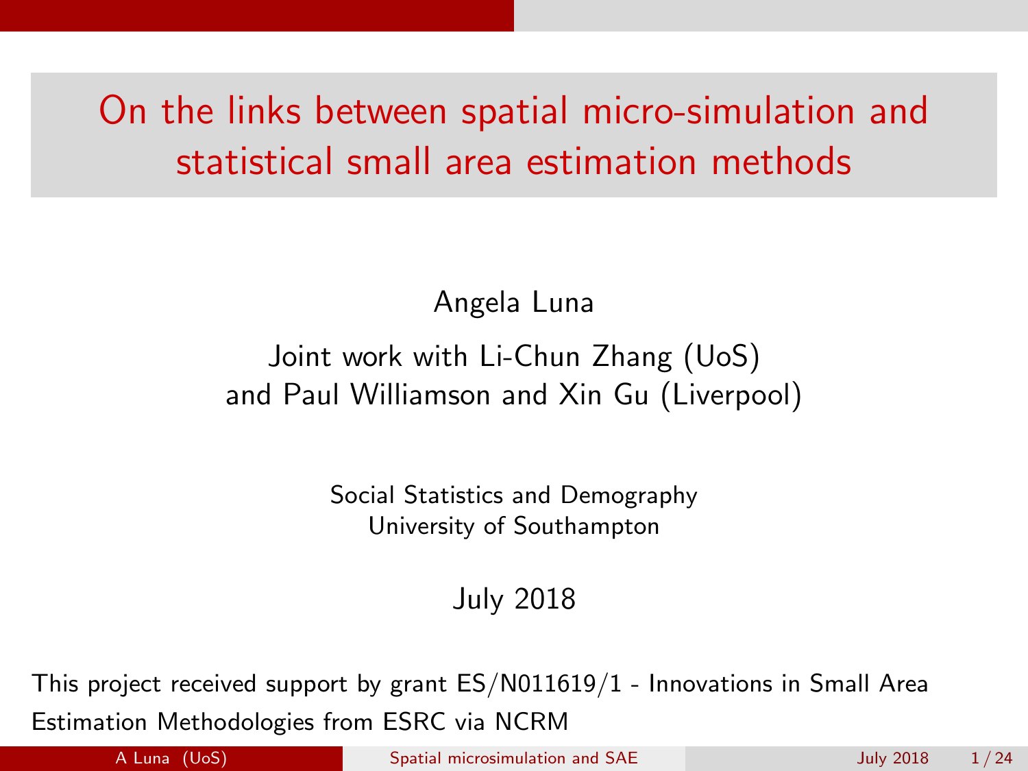# On the links between spatial micro-simulation and statistical small area estimation methods

Angela Luna

Joint work with Li-Chun Zhang (UoS)
and Paul Williamson and Xin Gu (Liverpool)

Social Statistics and Demography
University of Southampton

July 2018

This project received support by grant ES/N011619/1 - Innovations in Small Area Estimation Methodologies from ESRC via NCRM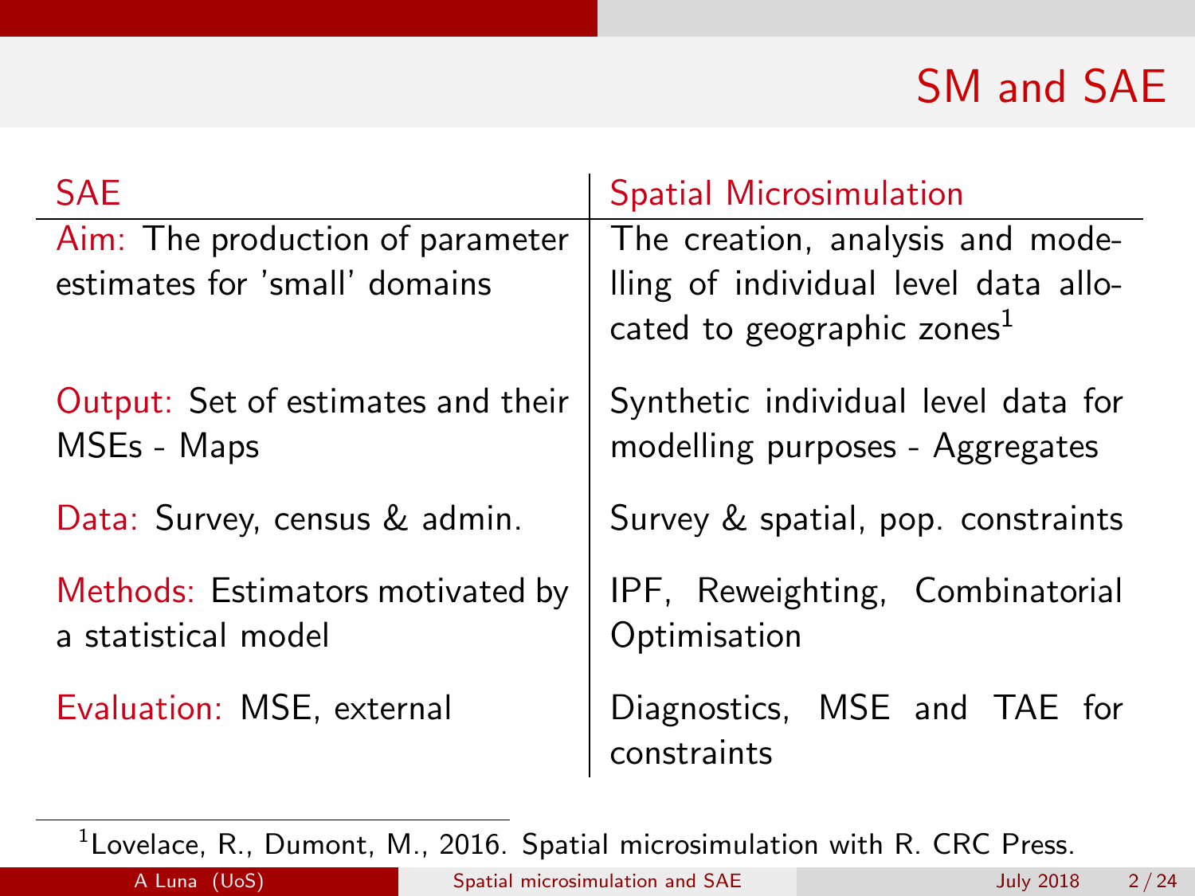# SM and SAE

| SAE | Spatial Microsimulation |
|---|---|
| Aim: The production of parameter estimates for 'small' domains | The creation, analysis and modelling of individual level data allocated to geographic zones[1] |
| Output: Set of estimates and their MSEs - Maps | Synthetic individual level data for modelling purposes - Aggregates |
| Data: Survey, census & admin. | Survey & spatial, pop. constraints |
| Methods: Estimators motivated by a statistical model | IPF, Reweighting, Combinatorial Optimisation |
| Evaluation: MSE, external | Diagnostics, MSE and TAE for constraints |

[1] Lovelace, R., Dumont, M., 2016. Spatial microsimulation with R. CRC Press.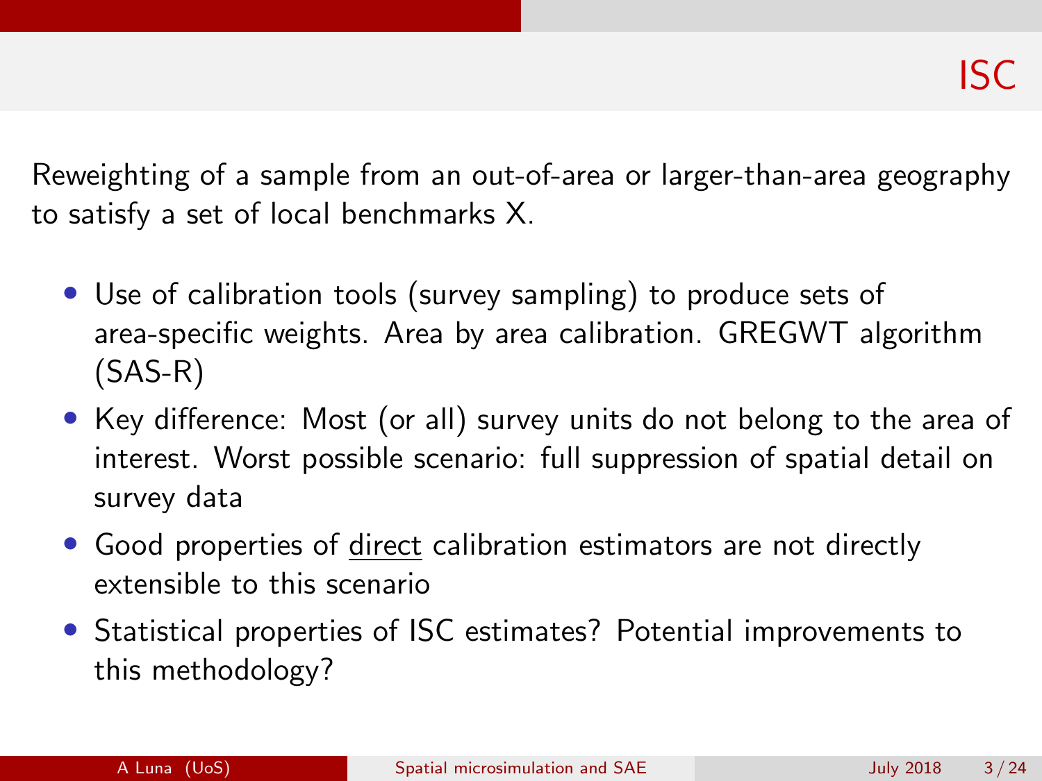# ISC

Reweighting of a sample from an out-of-area or larger-than-area geography to satisfy a set of local benchmarks X.

- Use of calibration tools (survey sampling) to produce sets of area-specific weights. Area by area calibration. GREGWT algorithm (SAS-R)
- Key difference: Most (or all) survey units do not belong to the area of interest. Worst possible scenario: full suppression of spatial detail on survey data
- Good properties of <u>direct</u> calibration estimators are not directly extensible to this scenario
- Statistical properties of ISC estimates? Potential improvements to this methodology?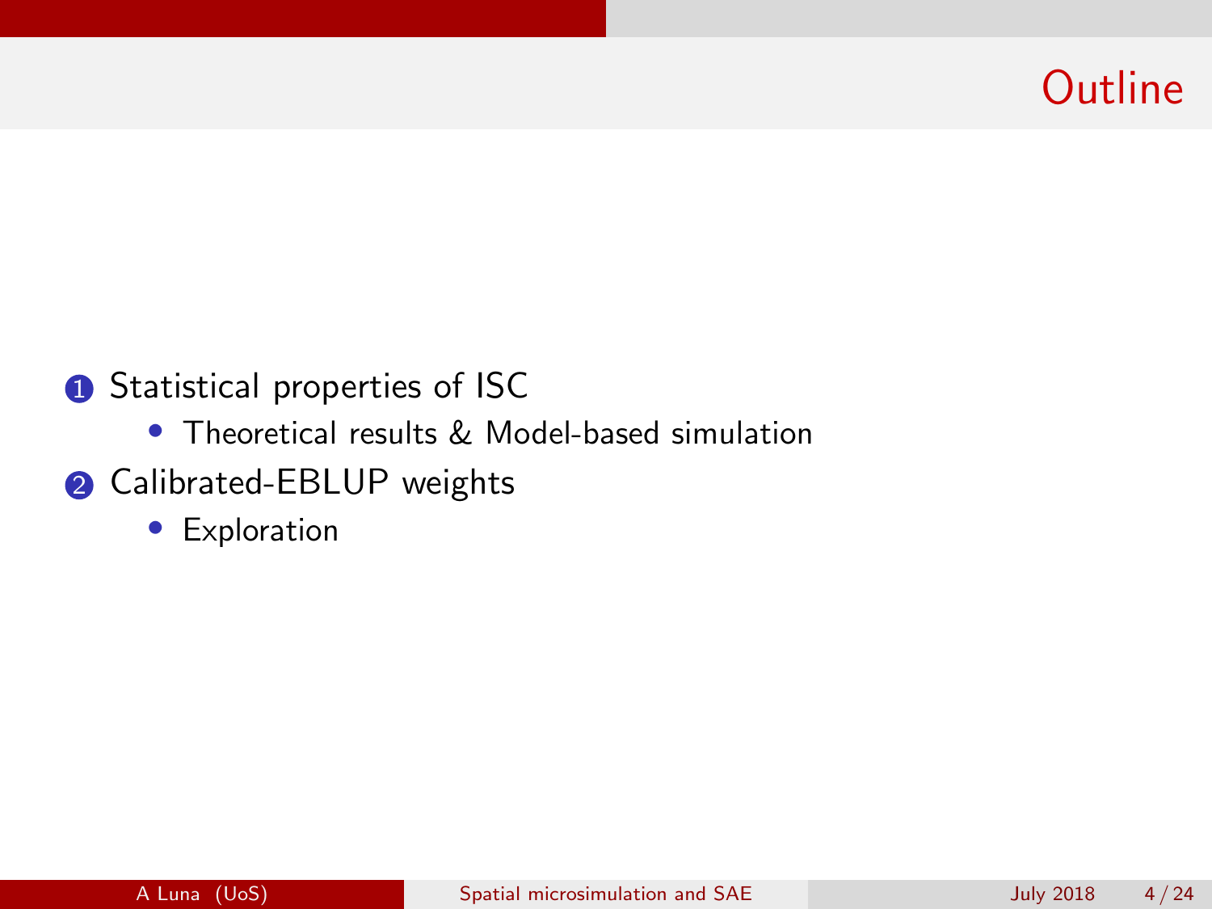# Outline

1. Statistical properties of ISC
   - Theoretical results & Model-based simulation
2. Calibrated-EBLUP weights
   - Exploration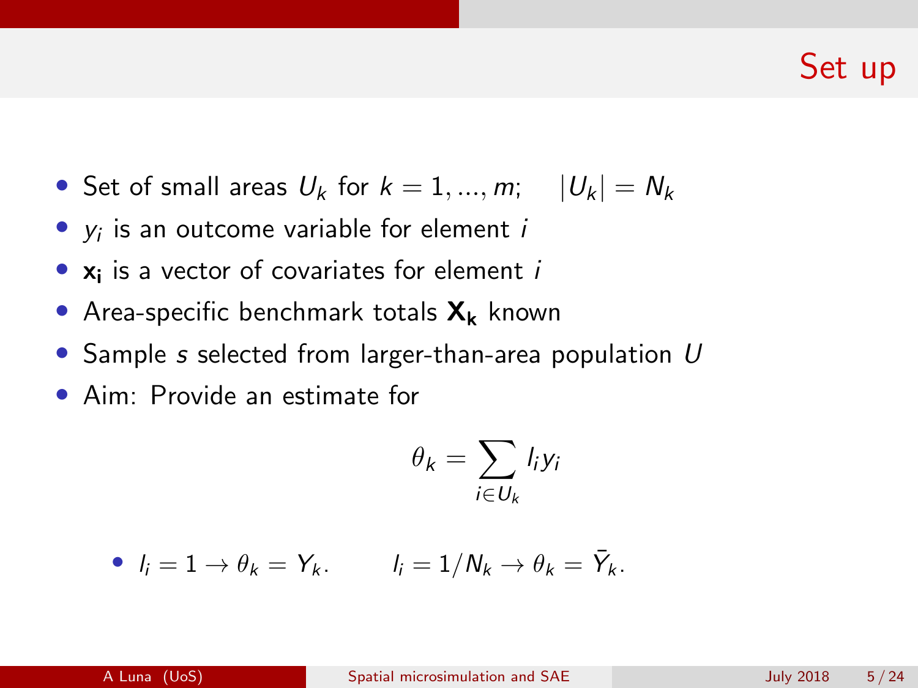# Set up

- Set of small areas $U_k$ for $k = 1, ..., m$; $\quad |U_k| = N_k$
- $y_i$ is an outcome variable for element $i$
- $\mathbf{x_i}$ is a vector of covariates for element $i$
- Area-specific benchmark totals $\mathbf{X_k}$ known
- Sample $s$ selected from larger-than-area population $U$
- Aim: Provide an estimate for

$$\theta_k = \sum_{i \in U_k} l_i y_i$$

  - $l_i = 1 \rightarrow \theta_k = Y_k$. $\qquad l_i = 1/N_k \rightarrow \theta_k = \bar{Y}_k$.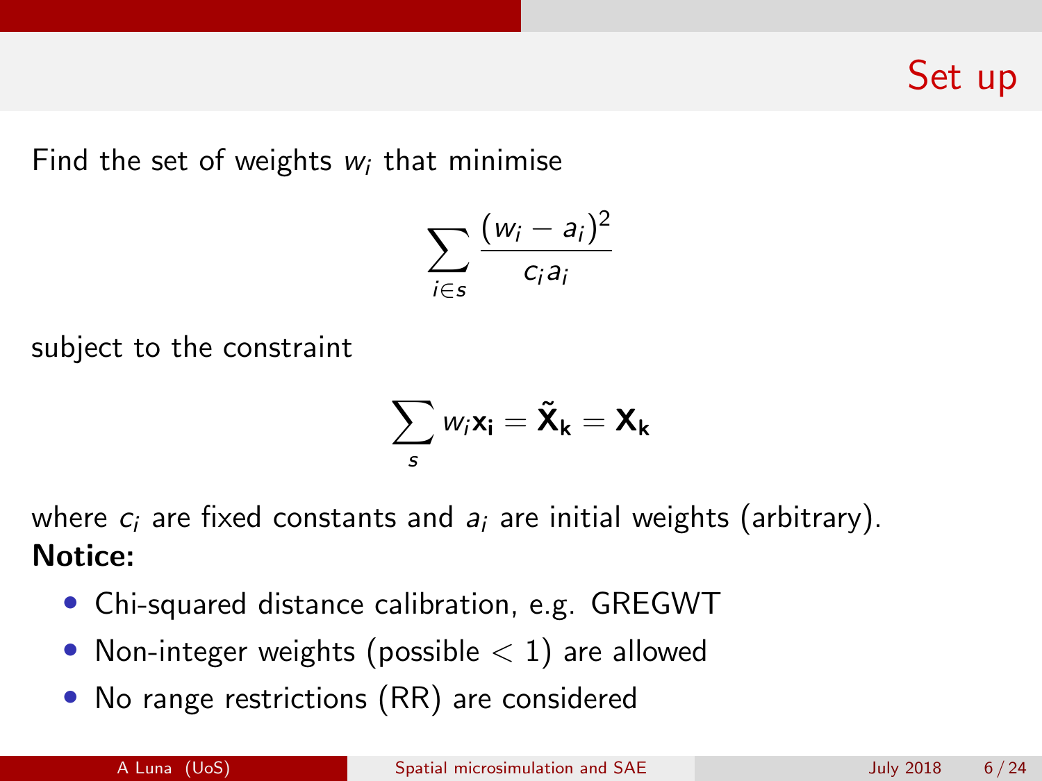# Set up

Find the set of weights $w_i$ that minimise

$$\sum_{i \in s} \frac{(w_i - a_i)^2}{c_i a_i}$$

subject to the constraint

$$\sum_{s} w_i \mathbf{x_i} = \tilde{\mathbf{X}}_\mathbf{k} = \mathbf{X_k}$$

where $c_i$ are fixed constants and $a_i$ are initial weights (arbitrary).

**Notice:**

- Chi-squared distance calibration, e.g. GREGWT
- Non-integer weights (possible $< 1$) are allowed
- No range restrictions (RR) are considered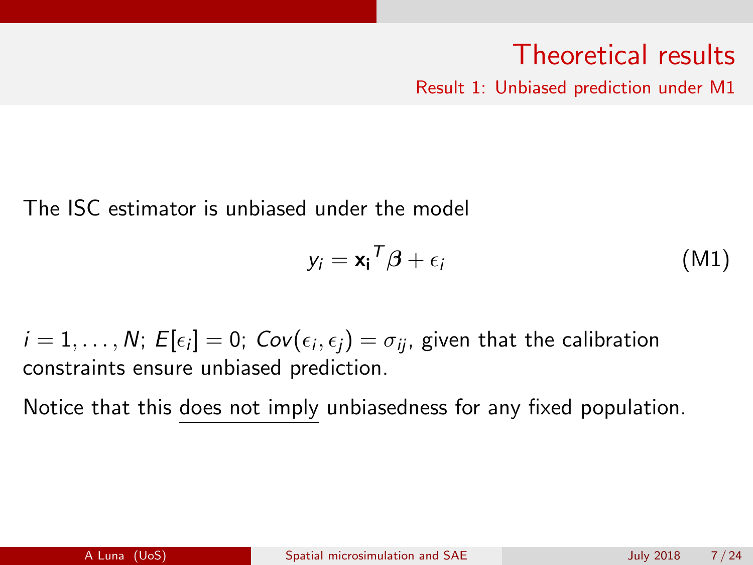# Theoretical results

## Result 1: Unbiased prediction under M1

The ISC estimator is unbiased under the model

$$y_i = \mathbf{x_i}^T \boldsymbol{\beta} + \epsilon_i \qquad \text{(M1)}$$

$i = 1, \ldots, N$; $E[\epsilon_i] = 0$; $Cov(\epsilon_i, \epsilon_j) = \sigma_{ij}$, given that the calibration constraints ensure unbiased prediction.

Notice that this <u>does not imply</u> unbiasedness for any fixed population.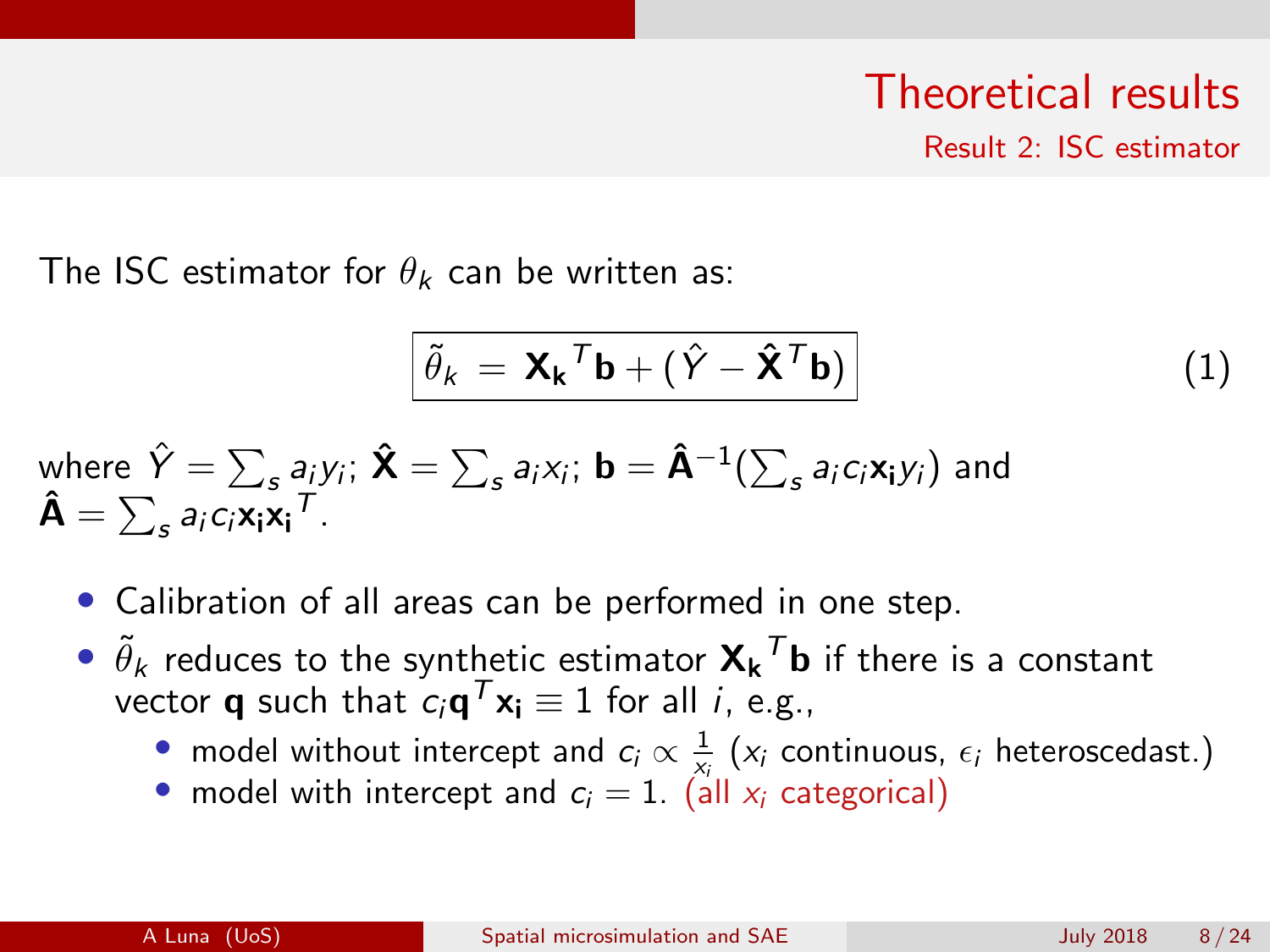# Theoretical results

## Result 2: ISC estimator

The ISC estimator for $\theta_k$ can be written as:

$$\boxed{\tilde{\theta}_k \, = \, \mathbf{X_k}^T\mathbf{b} + (\hat{Y} - \hat{\mathbf{X}}^T\mathbf{b})} \tag{1}$$

where $\hat{Y} = \sum_s a_i y_i$; $\hat{\mathbf{X}} = \sum_s a_i x_i$; $\mathbf{b} = \hat{\mathbf{A}}^{-1}(\sum_s a_i c_i \mathbf{x_i} y_i)$ and $\hat{\mathbf{A}} = \sum_s a_i c_i \mathbf{x_i}\mathbf{x_i}^T$.

- Calibration of all areas can be performed in one step.
- $\tilde{\theta}_k$ reduces to the synthetic estimator $\mathbf{X_k}^T\mathbf{b}$ if there is a constant vector $\mathbf{q}$ such that $c_i \mathbf{q}^T \mathbf{x_i} \equiv 1$ for all $i$, e.g.,
  - model without intercept and $c_i \propto \frac{1}{x_i}$ ($x_i$ continuous, $\epsilon_i$ heteroscedast.)
  - model with intercept and $c_i = 1$. (all $x_i$ categorical)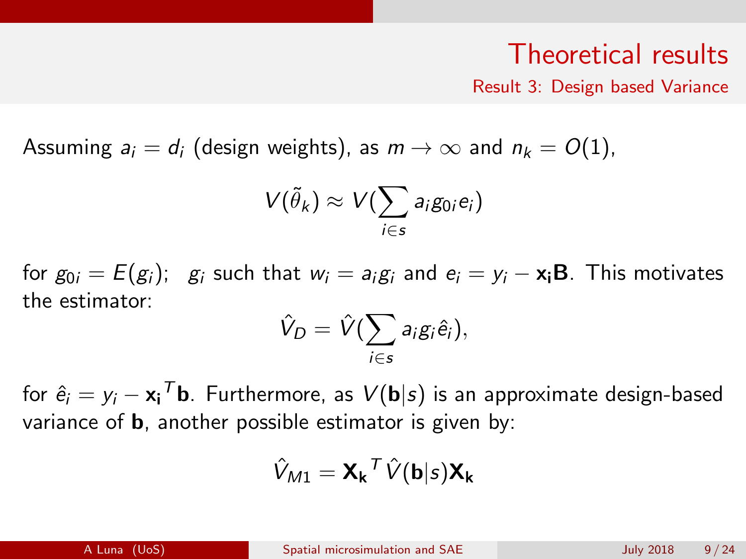# Theoretical results

## Result 3: Design based Variance

Assuming $a_i = d_i$ (design weights), as $m \to \infty$ and $n_k = O(1)$,

$$V(\tilde{\theta}_k) \approx V(\sum_{i \in s} a_i g_{0i} e_i)$$

for $g_{0i} = E(g_i)$; $g_i$ such that $w_i = a_i g_i$ and $e_i = y_i - \mathbf{x_i B}$. This motivates the estimator:

$$\hat{V}_D = \hat{V}(\sum_{i \in s} a_i g_i \hat{e}_i),$$

for $\hat{e}_i = y_i - \mathbf{x_i}^T \mathbf{b}$. Furthermore, as $V(\mathbf{b}|s)$ is an approximate design-based variance of $\mathbf{b}$, another possible estimator is given by:

$$\hat{V}_{M1} = \mathbf{X_k}^T \hat{V}(\mathbf{b}|s) \mathbf{X_k}$$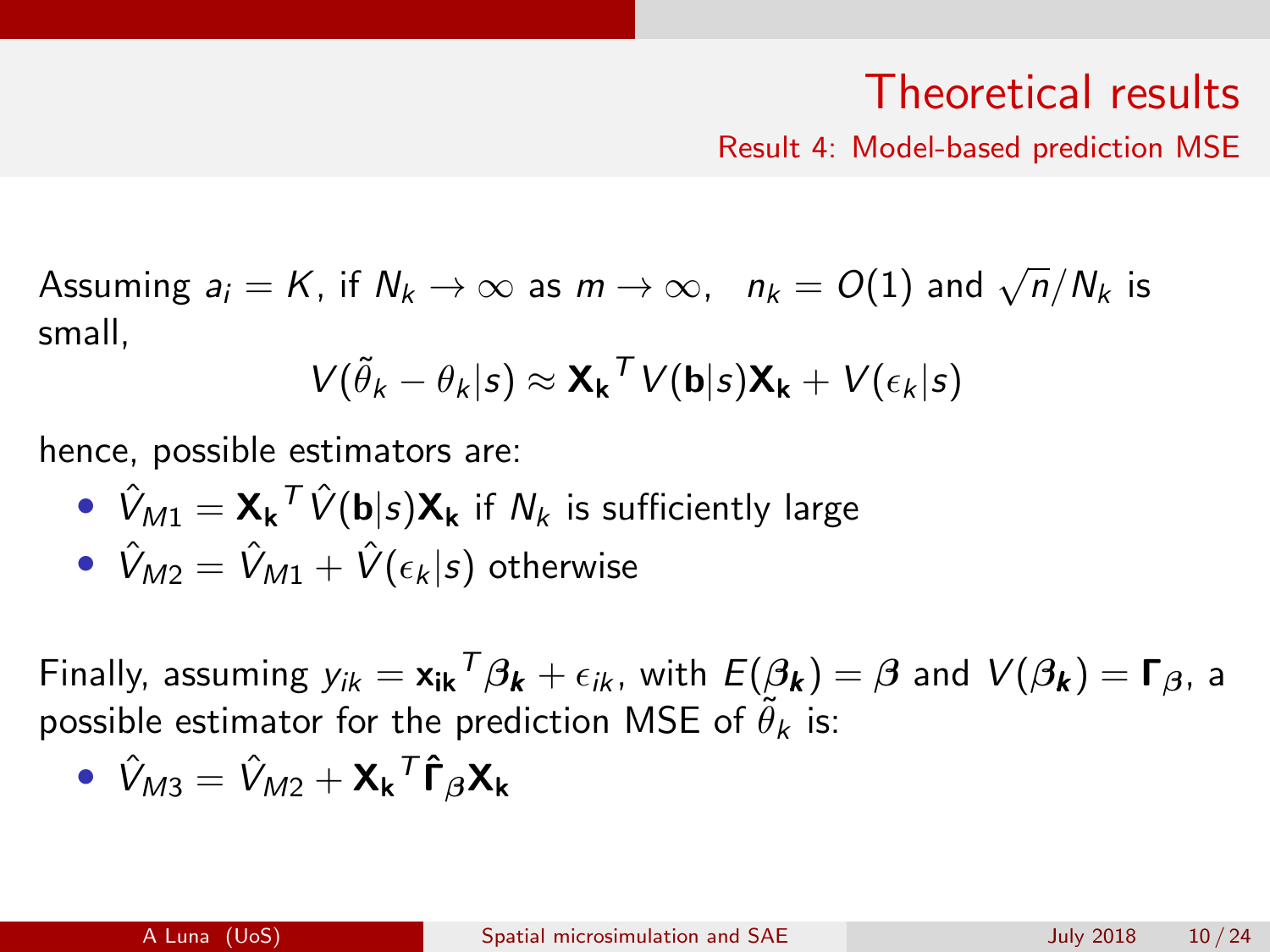## Theoretical results

### Result 4: Model-based prediction MSE

Assuming $a_i = K$, if $N_k \to \infty$ as $m \to \infty$, $\; n_k = O(1)$ and $\sqrt{n}/N_k$ is small,

$$V(\tilde{\theta}_k - \theta_k | s) \approx \mathbf{X_k}^T V(\mathbf{b}|s)\mathbf{X_k} + V(\epsilon_k|s)$$

hence, possible estimators are:

- $\hat{V}_{M1} = \mathbf{X_k}^T \hat{V}(\mathbf{b}|s)\mathbf{X_k}$ if $N_k$ is sufficiently large
- $\hat{V}_{M2} = \hat{V}_{M1} + \hat{V}(\epsilon_k|s)$ otherwise

Finally, assuming $y_{ik} = \mathbf{x_{ik}}^T \boldsymbol{\beta_k} + \epsilon_{ik}$, with $E(\boldsymbol{\beta_k}) = \boldsymbol{\beta}$ and $V(\boldsymbol{\beta_k}) = \mathbf{\Gamma}_{\boldsymbol{\beta}}$, a possible estimator for the prediction MSE of $\tilde{\theta}_k$ is:

- $\hat{V}_{M3} = \hat{V}_{M2} + \mathbf{X_k}^T \hat{\mathbf{\Gamma}}_{\boldsymbol{\beta}} \mathbf{X_k}$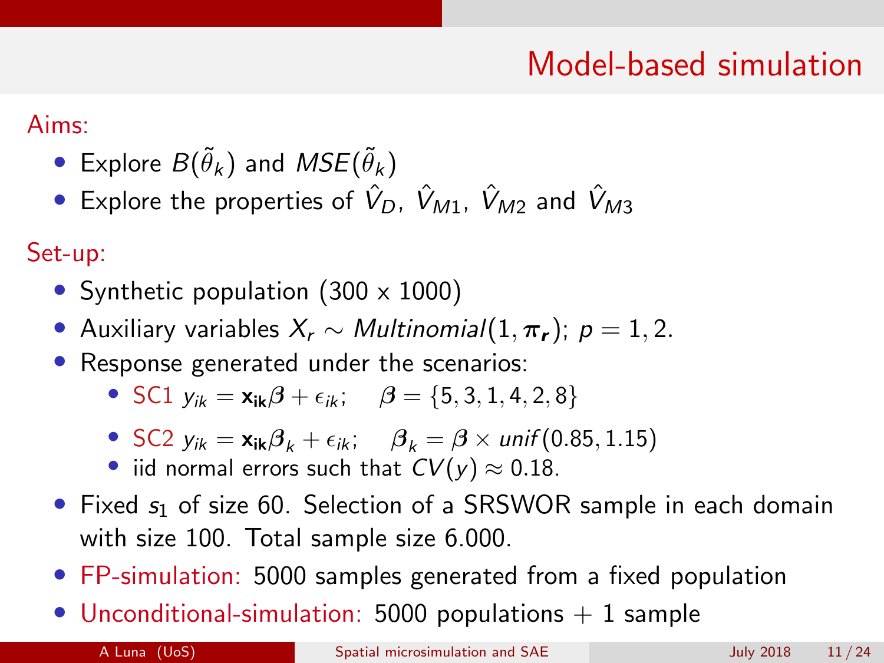# Model-based simulation

Aims:

- Explore $B(\tilde{\theta}_k)$ and $MSE(\tilde{\theta}_k)$
- Explore the properties of $\hat{V}_D$, $\hat{V}_{M1}$, $\hat{V}_{M2}$ and $\hat{V}_{M3}$

Set-up:

- Synthetic population (300 x 1000)
- Auxiliary variables $X_r \sim Multinomial(1, \boldsymbol{\pi_r})$; $p = 1, 2$.
- Response generated under the scenarios:
  - SC1 $y_{ik} = \mathbf{x_{ik}} \boldsymbol{\beta} + \epsilon_{ik}$; $\quad \boldsymbol{\beta} = \{5, 3, 1, 4, 2, 8\}$
  - SC2 $y_{ik} = \mathbf{x_{ik}} \boldsymbol{\beta}_k + \epsilon_{ik}$; $\quad \boldsymbol{\beta}_k = \boldsymbol{\beta} \times unif(0.85, 1.15)$
  - iid normal errors such that $CV(y) \approx 0.18$.
- Fixed $s_1$ of size 60. Selection of a SRSWOR sample in each domain with size 100. Total sample size 6.000.
- FP-simulation: 5000 samples generated from a fixed population
- Unconditional-simulation: 5000 populations + 1 sample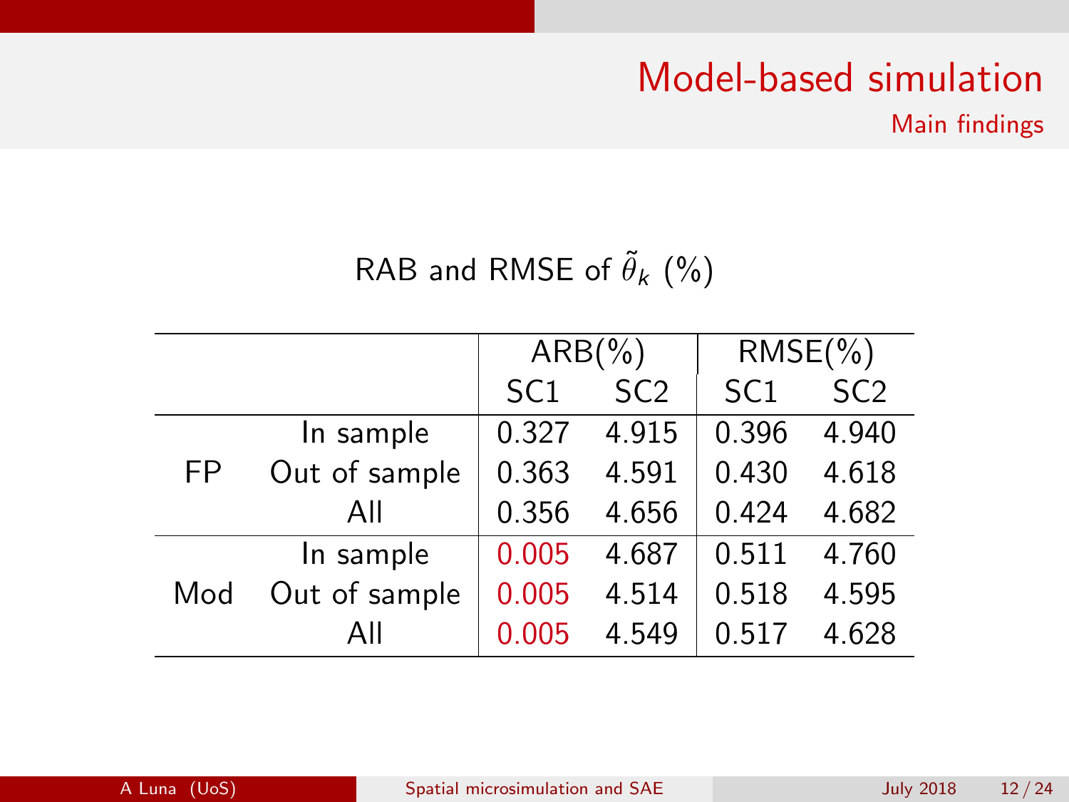# Model-based simulation

## Main findings

RAB and RMSE of $\tilde{\theta}_k$ (%)

| | | ARB(%) | | RMSE(%) | |
|---|---|---|---|---|---|
| | | SC1 | SC2 | SC1 | SC2 |
| FP | In sample | 0.327 | 4.915 | 0.396 | 4.940 |
| | Out of sample | 0.363 | 4.591 | 0.430 | 4.618 |
| | All | 0.356 | 4.656 | 0.424 | 4.682 |
| Mod | In sample | 0.005 | 4.687 | 0.511 | 4.760 |
| | Out of sample | 0.005 | 4.514 | 0.518 | 4.595 |
| | All | 0.005 | 4.549 | 0.517 | 4.628 |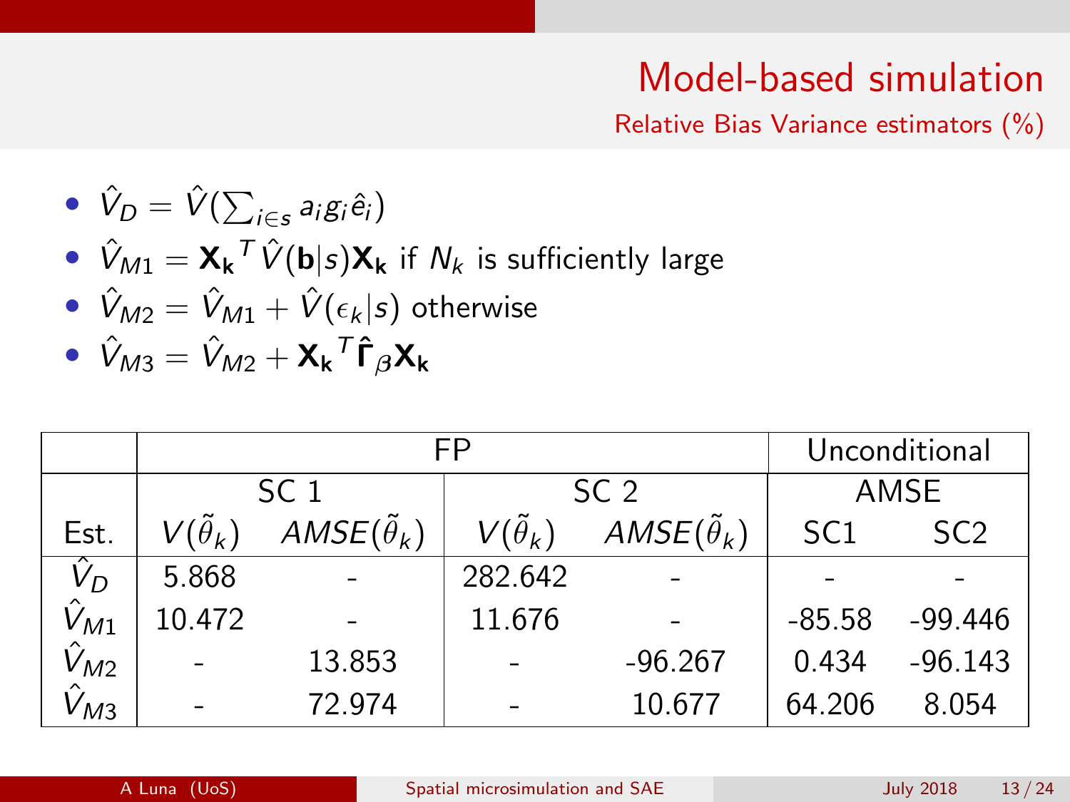# Model-based simulation

## Relative Bias Variance estimators (%)

- $\hat{V}_D = \hat{V}(\sum_{i \in s} a_i g_i \hat{e}_i)$
- $\hat{V}_{M1} = \mathbf{X_k}^T \hat{V}(\mathbf{b}|s)\mathbf{X_k}$ if $N_k$ is sufficiently large
- $\hat{V}_{M2} = \hat{V}_{M1} + \hat{V}(\epsilon_k|s)$ otherwise
- $\hat{V}_{M3} = \hat{V}_{M2} + \mathbf{X_k}^T \hat{\mathbf{\Gamma}}_\beta \mathbf{X_k}$

| | FP | | | | Unconditional | |
|---|---|---|---|---|---|---|
| | SC 1 | | SC 2 | | AMSE | |
| Est. | $V(\tilde{\theta}_k)$ | $AMSE(\tilde{\theta}_k)$ | $V(\tilde{\theta}_k)$ | $AMSE(\tilde{\theta}_k)$ | SC1 | SC2 |
| $\hat{V}_D$ | 5.868 | - | 282.642 | - | - | - |
| $\hat{V}_{M1}$ | 10.472 | - | 11.676 | - | -85.58 | -99.446 |
| $\hat{V}_{M2}$ | - | 13.853 | - | -96.267 | 0.434 | -96.143 |
| $\hat{V}_{M3}$ | - | 72.974 | - | 10.677 | 64.206 | 8.054 |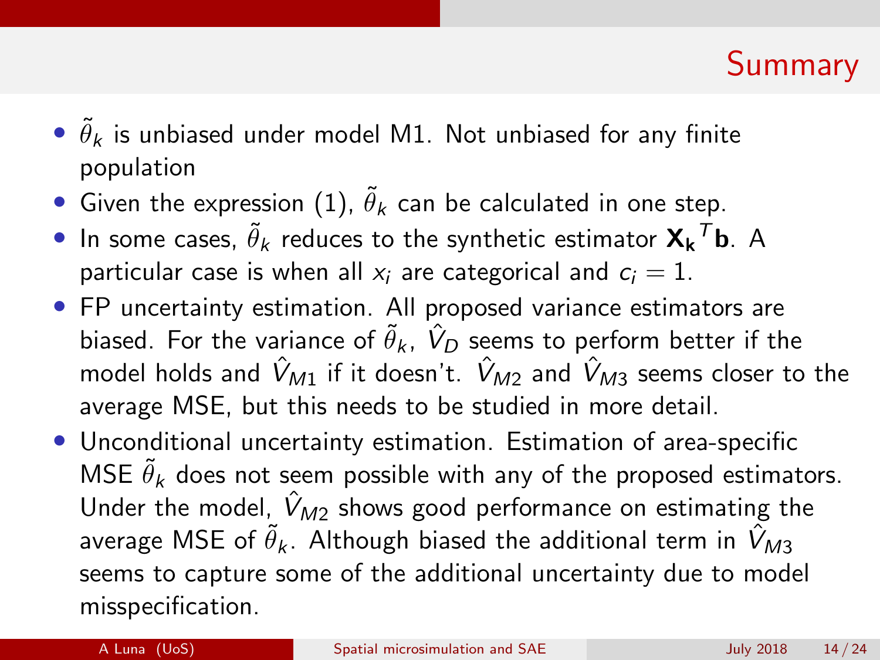# Summary

- $\tilde{\theta}_k$ is unbiased under model M1. Not unbiased for any finite population
- Given the expression (1), $\tilde{\theta}_k$ can be calculated in one step.
- In some cases, $\tilde{\theta}_k$ reduces to the synthetic estimator $\mathbf{X_k}^T\mathbf{b}$. A particular case is when all $x_i$ are categorical and $c_i = 1$.
- FP uncertainty estimation. All proposed variance estimators are biased. For the variance of $\tilde{\theta}_k$, $\hat{V}_D$ seems to perform better if the model holds and $\hat{V}_{M1}$ if it doesn't. $\hat{V}_{M2}$ and $\hat{V}_{M3}$ seems closer to the average MSE, but this needs to be studied in more detail.
- Unconditional uncertainty estimation. Estimation of area-specific MSE $\tilde{\theta}_k$ does not seem possible with any of the proposed estimators. Under the model, $\hat{V}_{M2}$ shows good performance on estimating the average MSE of $\tilde{\theta}_k$. Although biased the additional term in $\hat{V}_{M3}$ seems to capture some of the additional uncertainty due to model misspecification.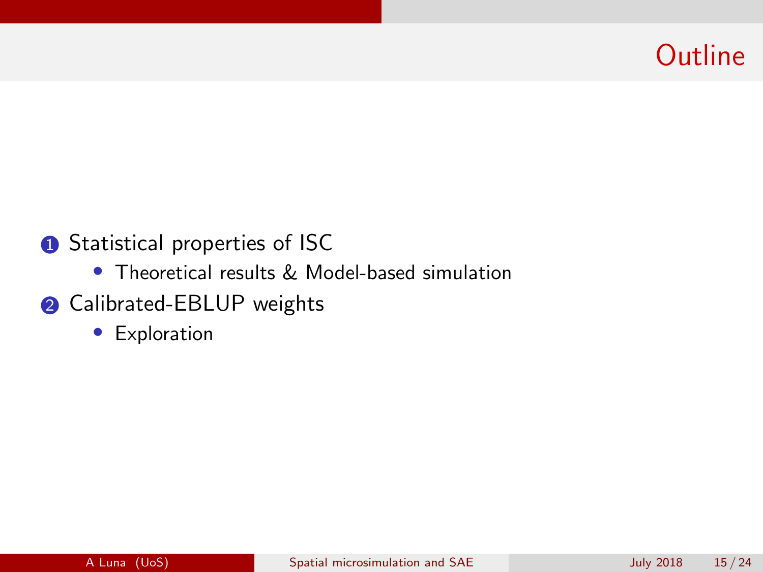# Outline

1. Statistical properties of ISC
   - Theoretical results & Model-based simulation
2. Calibrated-EBLUP weights
   - Exploration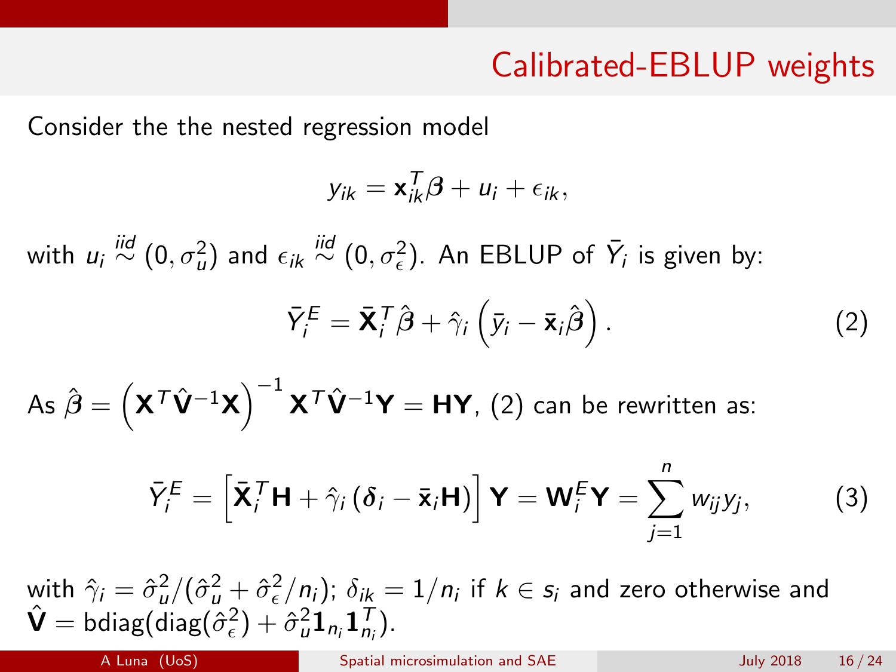# Calibrated-EBLUP weights

Consider the the nested regression model

$$y_{ik} = \mathbf{x}_{ik}^T \boldsymbol{\beta} + u_i + \epsilon_{ik},$$

with $u_i \overset{iid}{\sim} (0, \sigma_u^2)$ and $\epsilon_{ik} \overset{iid}{\sim} (0, \sigma_\epsilon^2)$. An EBLUP of $\bar{Y}_i$ is given by:

$$\bar{Y}_i^E = \bar{\mathbf{X}}_i^T \hat{\boldsymbol{\beta}} + \hat{\gamma}_i \left( \bar{y}_i - \bar{\mathbf{x}}_i \hat{\boldsymbol{\beta}} \right). \tag{2}$$

As $\hat{\boldsymbol{\beta}} = \left( \mathbf{X}^T \hat{\mathbf{V}}^{-1} \mathbf{X} \right)^{-1} \mathbf{X}^T \hat{\mathbf{V}}^{-1} \mathbf{Y} = \mathbf{H}\mathbf{Y}$, (2) can be rewritten as:

$$\bar{Y}_i^E = \left[ \bar{\mathbf{X}}_i^T \mathbf{H} + \hat{\gamma}_i \left( \boldsymbol{\delta}_i - \bar{\mathbf{x}}_i \mathbf{H} \right) \right] \mathbf{Y} = \mathbf{W}_i^E \mathbf{Y} = \sum_{j=1}^{n} w_{ij} y_j, \tag{3}$$

with $\hat{\gamma}_i = \hat{\sigma}_u^2 / (\hat{\sigma}_u^2 + \hat{\sigma}_\epsilon^2 / n_i)$; $\delta_{ik} = 1/n_i$ if $k \in s_i$ and zero otherwise and $\hat{\mathbf{V}} = \text{bdiag}(\text{diag}(\hat{\sigma}_\epsilon^2) + \hat{\sigma}_u^2 \mathbf{1}_{n_i} \mathbf{1}_{n_i}^T)$.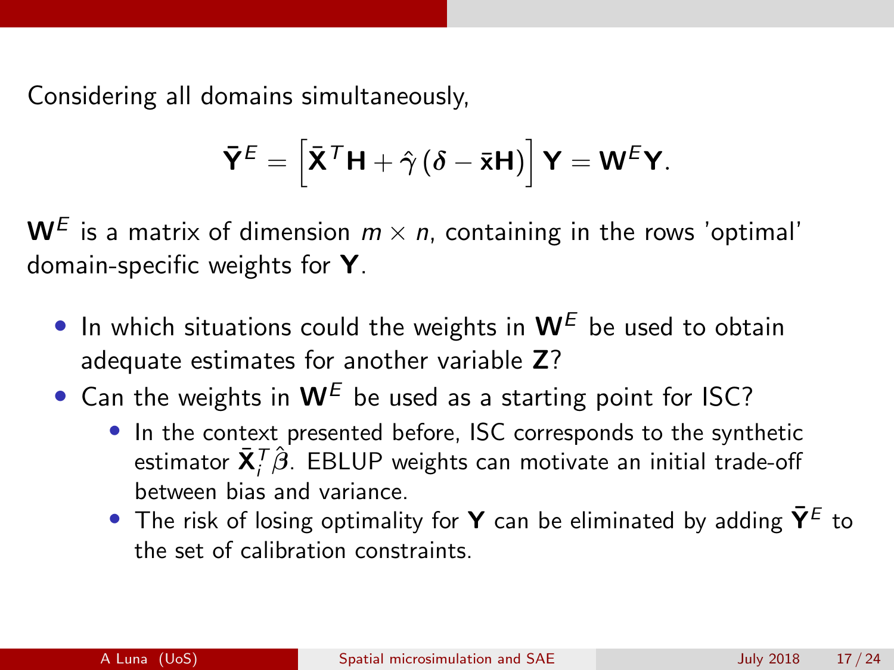Considering all domains simultaneously,

$$\bar{\mathbf{Y}}^E = \left[\bar{\mathbf{X}}^T\mathbf{H} + \hat{\gamma}\left(\boldsymbol{\delta} - \bar{\mathbf{x}}\mathbf{H}\right)\right]\mathbf{Y} = \mathbf{W}^E\mathbf{Y}.$$

$\mathbf{W}^E$ is a matrix of dimension $m \times n$, containing in the rows 'optimal' domain-specific weights for $\mathbf{Y}$.

- In which situations could the weights in $\mathbf{W}^E$ be used to obtain adequate estimates for another variable $\mathbf{Z}$?
- Can the weights in $\mathbf{W}^E$ be used as a starting point for ISC?
  - In the context presented before, ISC corresponds to the synthetic estimator $\bar{\mathbf{X}}_i^T\hat{\boldsymbol{\beta}}$. EBLUP weights can motivate an initial trade-off between bias and variance.
  - The risk of losing optimality for $\mathbf{Y}$ can be eliminated by adding $\bar{\mathbf{Y}}^E$ to the set of calibration constraints.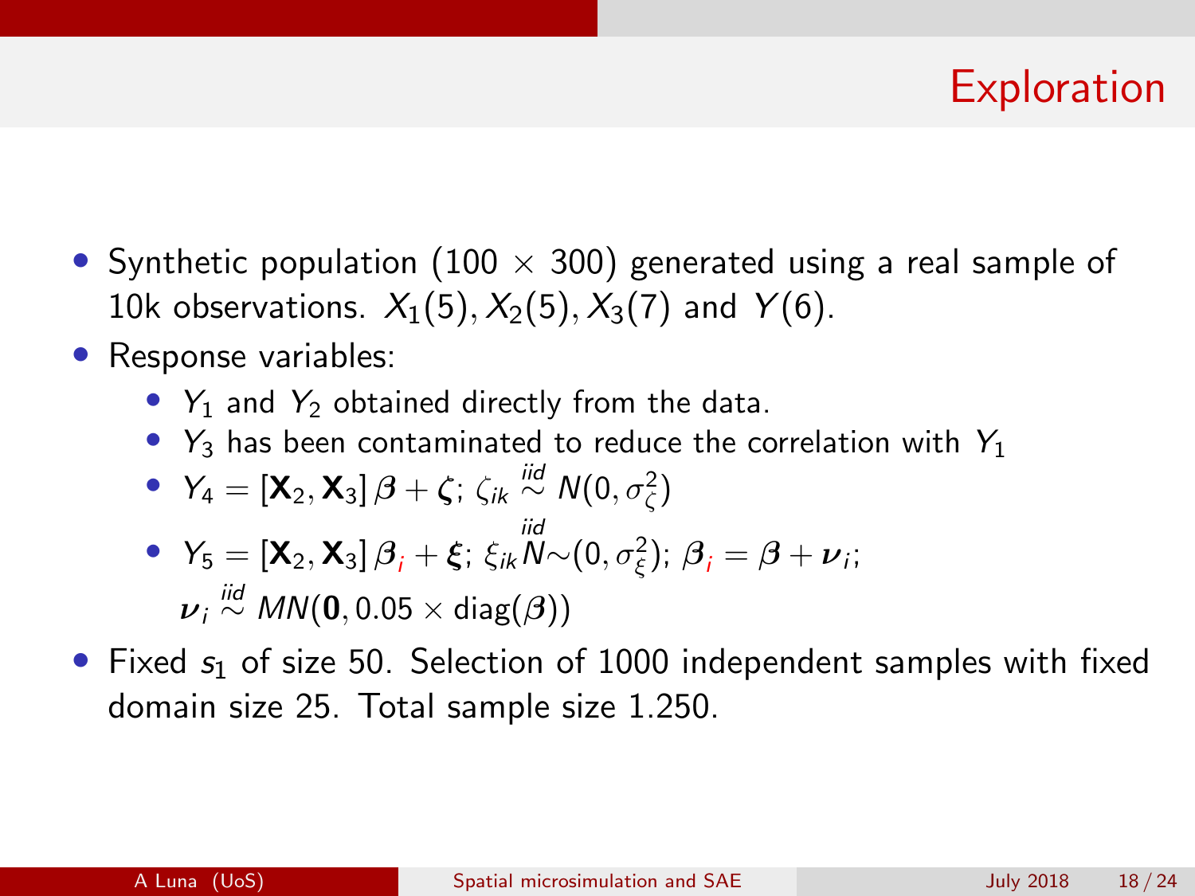# Exploration

- Synthetic population ($100 \times 300$) generated using a real sample of 10k observations. $X_1(5), X_2(5), X_3(7)$ and $Y(6)$.
- Response variables:
  - $Y_1$ and $Y_2$ obtained directly from the data.
  - $Y_3$ has been contaminated to reduce the correlation with $Y_1$
  - $Y_4 = [\mathbf{X}_2, \mathbf{X}_3]\,\boldsymbol{\beta} + \boldsymbol{\zeta}$; $\zeta_{ik} \overset{iid}{\sim} N(0, \sigma^2_\zeta)$
  - $Y_5 = [\mathbf{X}_2, \mathbf{X}_3]\,\boldsymbol{\beta}_i + \boldsymbol{\xi}$; $\xi_{ik} \overset{iid}{N} \sim (0, \sigma^2_\xi)$; $\boldsymbol{\beta}_i = \boldsymbol{\beta} + \boldsymbol{\nu}_i$; $\boldsymbol{\nu}_i \overset{iid}{\sim} MN(\mathbf{0}, 0.05 \times \text{diag}(\boldsymbol{\beta}))$
- Fixed $s_1$ of size 50. Selection of 1000 independent samples with fixed domain size 25. Total sample size 1.250.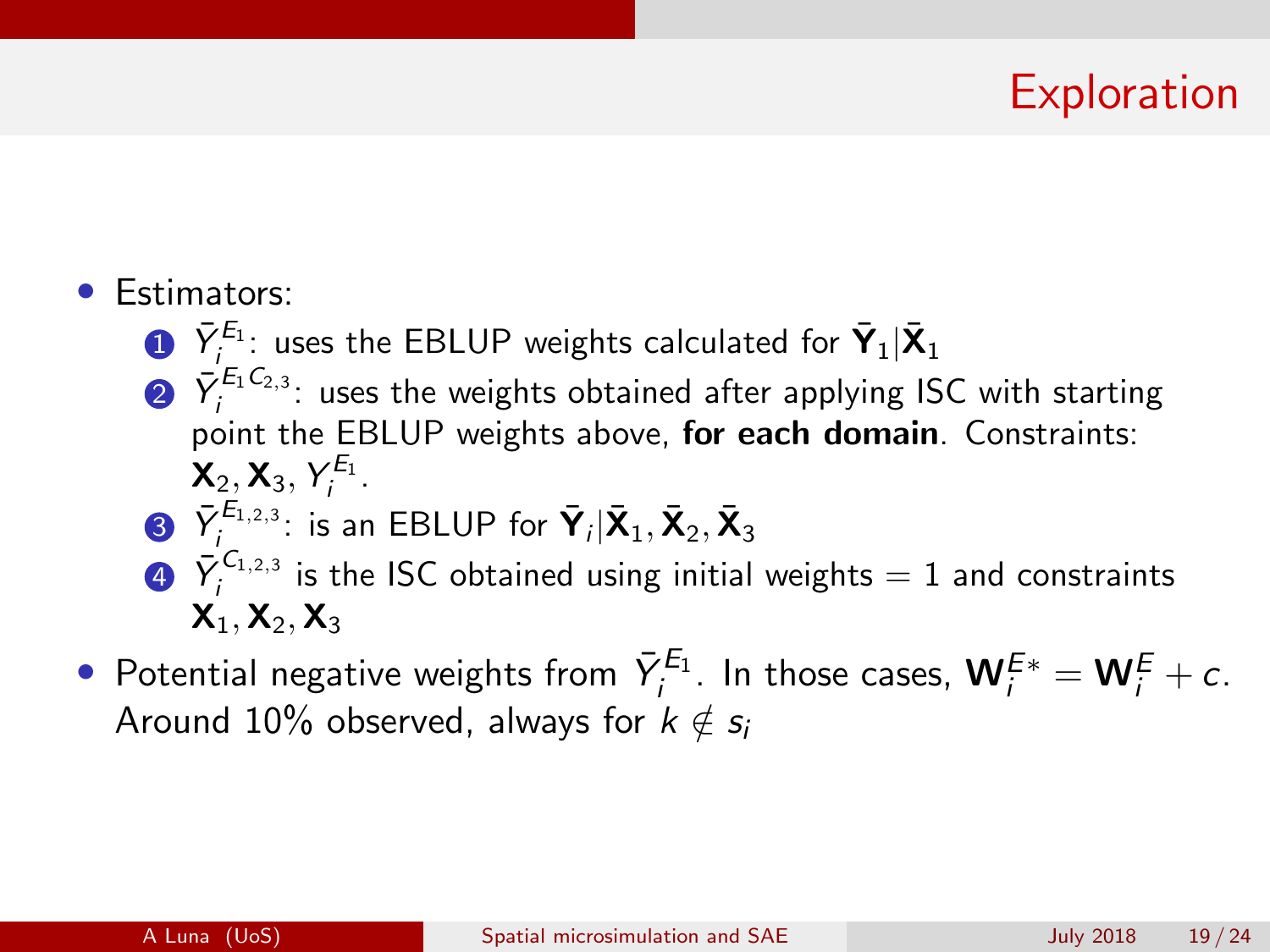# Exploration

- Estimators:
  1. $\bar{Y}_i^{E_1}$: uses the EBLUP weights calculated for $\bar{\mathbf{Y}}_1|\bar{\mathbf{X}}_1$
  2. $\bar{Y}_i^{E_1 C_{2,3}}$: uses the weights obtained after applying ISC with starting point the EBLUP weights above, **for each domain**. Constraints: $\mathbf{X}_2, \mathbf{X}_3$, $Y_i^{E_1}$.
  3. $\bar{Y}_i^{E_{1,2,3}}$: is an EBLUP for $\bar{\mathbf{Y}}_i|\bar{\mathbf{X}}_1, \bar{\mathbf{X}}_2, \bar{\mathbf{X}}_3$
  4. $\bar{Y}_i^{C_{1,2,3}}$ is the ISC obtained using initial weights $= 1$ and constraints $\mathbf{X}_1, \mathbf{X}_2, \mathbf{X}_3$
- Potential negative weights from $\bar{Y}_i^{E_1}$. In those cases, $\mathbf{W}_i^{E*} = \mathbf{W}_i^{E} + c$. Around 10% observed, always for $k \notin s_i$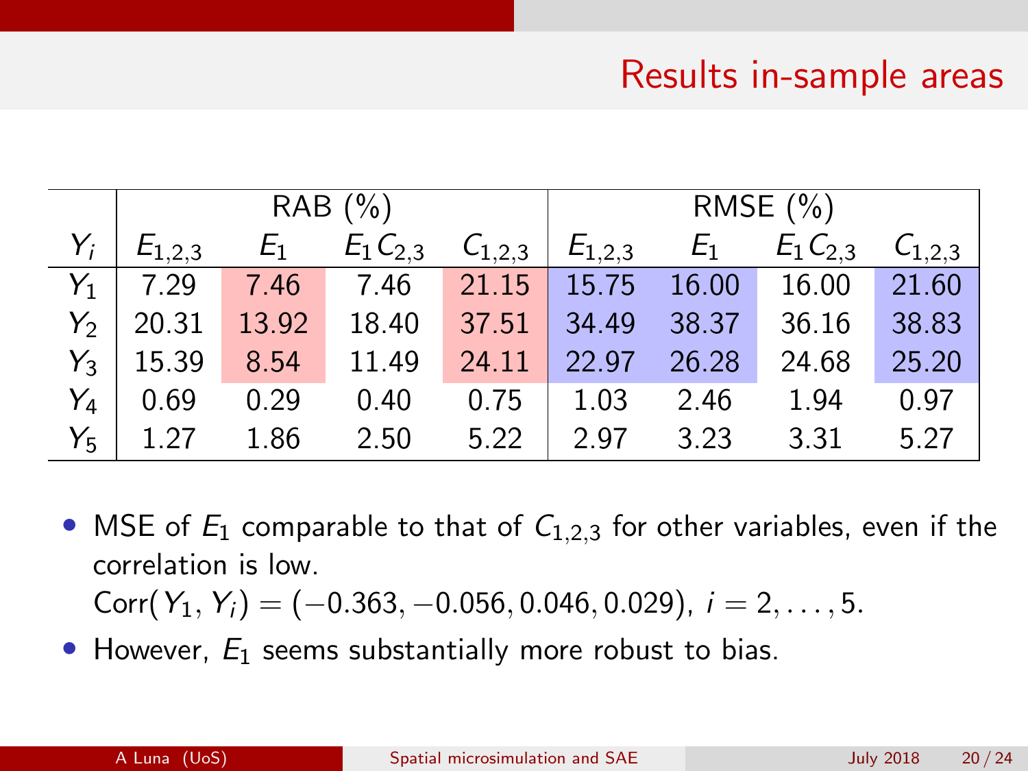# Results in-sample areas

| | RAB (%) | | | | RMSE (%) | | | |
|---|---|---|---|---|---|---|---|---|
| $Y_i$ | $E_{1,2,3}$ | $E_1$ | $E_1 C_{2,3}$ | $C_{1,2,3}$ | $E_{1,2,3}$ | $E_1$ | $E_1 C_{2,3}$ | $C_{1,2,3}$ |
| $Y_1$ | 7.29 | 7.46 | 7.46 | 21.15 | 15.75 | 16.00 | 16.00 | 21.60 |
| $Y_2$ | 20.31 | 13.92 | 18.40 | 37.51 | 34.49 | 38.37 | 36.16 | 38.83 |
| $Y_3$ | 15.39 | 8.54 | 11.49 | 24.11 | 22.97 | 26.28 | 24.68 | 25.20 |
| $Y_4$ | 0.69 | 0.29 | 0.40 | 0.75 | 1.03 | 2.46 | 1.94 | 0.97 |
| $Y_5$ | 1.27 | 1.86 | 2.50 | 5.22 | 2.97 | 3.23 | 3.31 | 5.27 |

- MSE of $E_1$ comparable to that of $C_{1,2,3}$ for other variables, even if the correlation is low.
  $\text{Corr}(Y_1, Y_i) = (-0.363, -0.056, 0.046, 0.029)$, $i = 2, \ldots, 5$.
- However, $E_1$ seems substantially more robust to bias.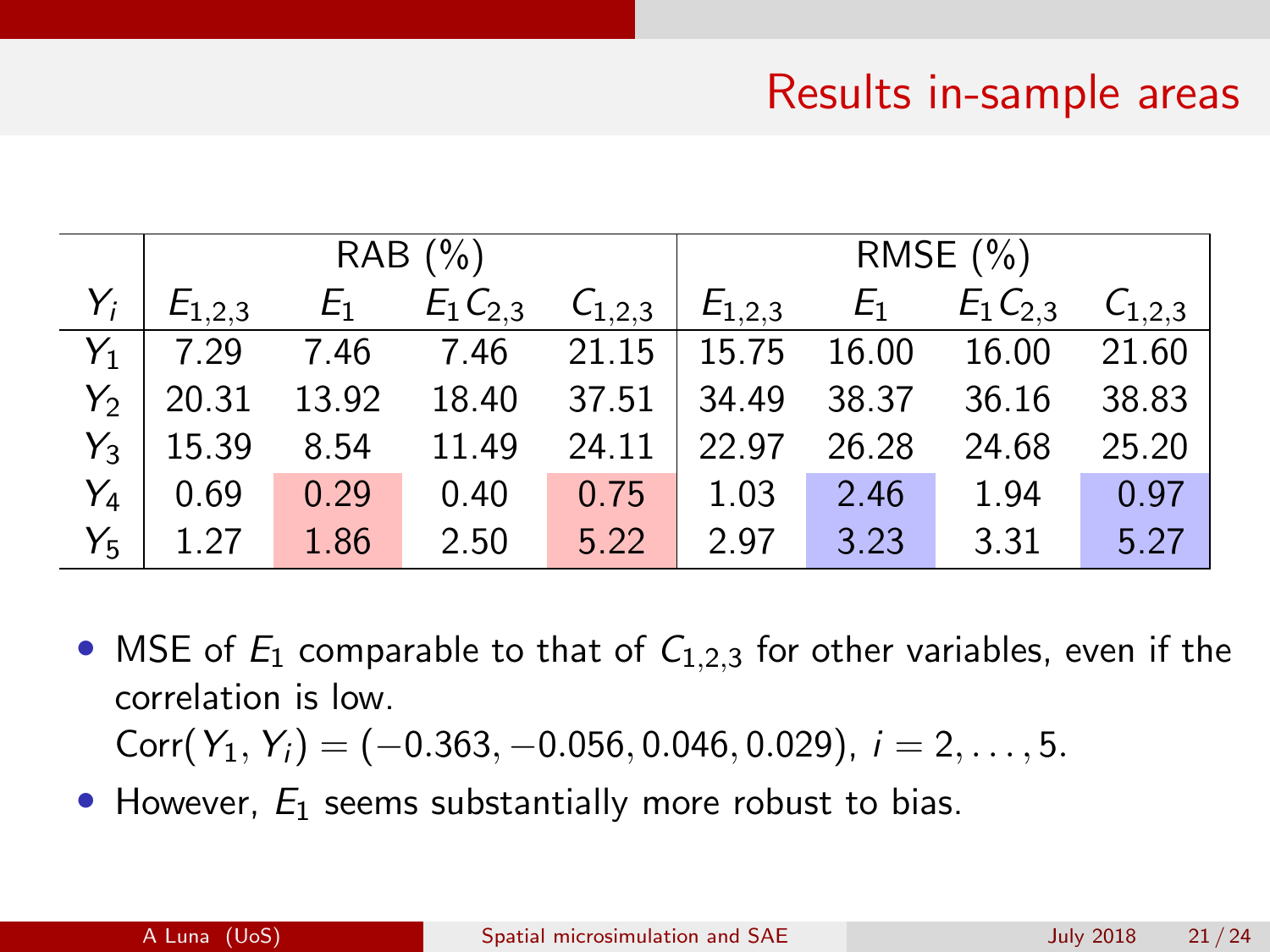# Results in-sample areas

| | RAB (%) | | | | RMSE (%) | | | |
|---|---|---|---|---|---|---|---|---|
| $Y_i$ | $E_{1,2,3}$ | $E_1$ | $E_1 C_{2,3}$ | $C_{1,2,3}$ | $E_{1,2,3}$ | $E_1$ | $E_1 C_{2,3}$ | $C_{1,2,3}$ |
| $Y_1$ | 7.29 | 7.46 | 7.46 | 21.15 | 15.75 | 16.00 | 16.00 | 21.60 |
| $Y_2$ | 20.31 | 13.92 | 18.40 | 37.51 | 34.49 | 38.37 | 36.16 | 38.83 |
| $Y_3$ | 15.39 | 8.54 | 11.49 | 24.11 | 22.97 | 26.28 | 24.68 | 25.20 |
| $Y_4$ | 0.69 | 0.29 | 0.40 | 0.75 | 1.03 | 2.46 | 1.94 | 0.97 |
| $Y_5$ | 1.27 | 1.86 | 2.50 | 5.22 | 2.97 | 3.23 | 3.31 | 5.27 |

- MSE of $E_1$ comparable to that of $C_{1,2,3}$ for other variables, even if the correlation is low.
  $\text{Corr}(Y_1, Y_i) = (-0.363, -0.056, 0.046, 0.029)$, $i = 2, \ldots, 5$.
- However, $E_1$ seems substantially more robust to bias.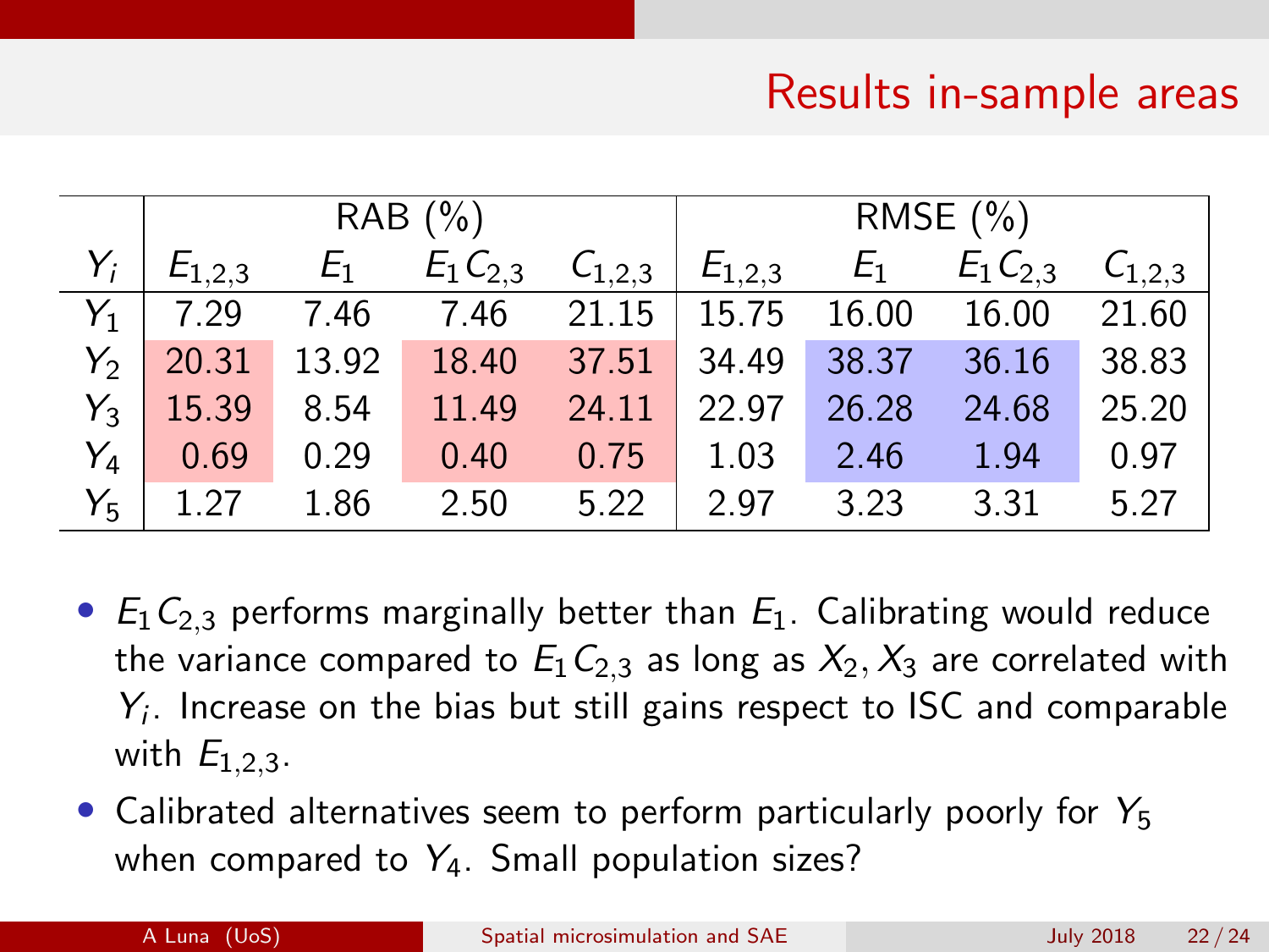## Results in-sample areas

| | RAB (%) | | | | RMSE (%) | | | |
|---|---|---|---|---|---|---|---|---|
| $Y_i$ | $E_{1,2,3}$ | $E_1$ | $E_1 C_{2,3}$ | $C_{1,2,3}$ | $E_{1,2,3}$ | $E_1$ | $E_1 C_{2,3}$ | $C_{1,2,3}$ |
| $Y_1$ | 7.29 | 7.46 | 7.46 | 21.15 | 15.75 | 16.00 | 16.00 | 21.60 |
| $Y_2$ | 20.31 | 13.92 | 18.40 | 37.51 | 34.49 | 38.37 | 36.16 | 38.83 |
| $Y_3$ | 15.39 | 8.54 | 11.49 | 24.11 | 22.97 | 26.28 | 24.68 | 25.20 |
| $Y_4$ | 0.69 | 0.29 | 0.40 | 0.75 | 1.03 | 2.46 | 1.94 | 0.97 |
| $Y_5$ | 1.27 | 1.86 | 2.50 | 5.22 | 2.97 | 3.23 | 3.31 | 5.27 |

- $E_1 C_{2,3}$ performs marginally better than $E_1$. Calibrating would reduce the variance compared to $E_1 C_{2,3}$ as long as $X_2, X_3$ are correlated with $Y_i$. Increase on the bias but still gains respect to ISC and comparable with $E_{1,2,3}$.
- Calibrated alternatives seem to perform particularly poorly for $Y_5$ when compared to $Y_4$. Small population sizes?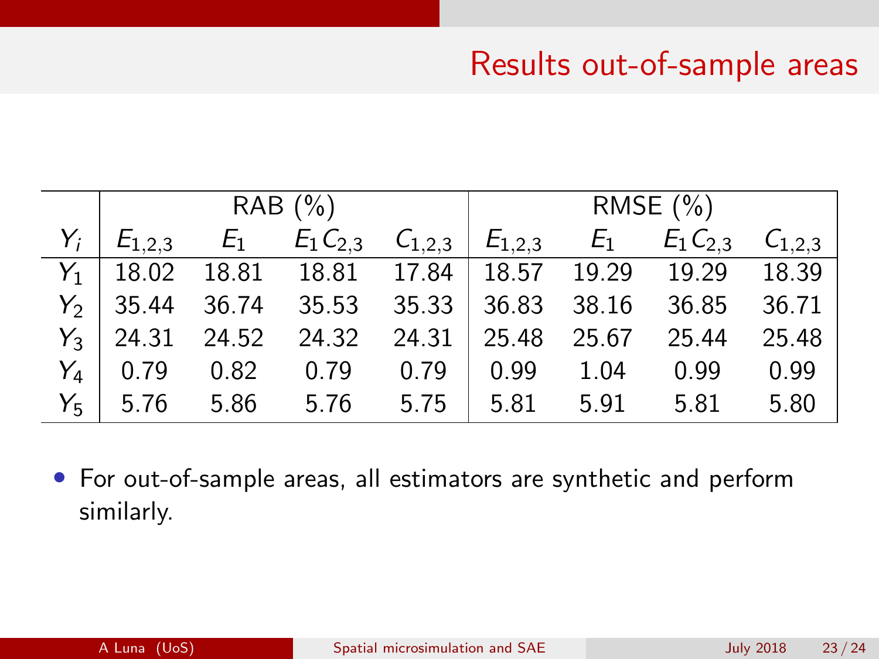# Results out-of-sample areas

| | RAB (%) | | | | RMSE (%) | | | |
|---|---|---|---|---|---|---|---|---|
| $Y_i$ | $E_{1,2,3}$ | $E_1$ | $E_1C_{2,3}$ | $C_{1,2,3}$ | $E_{1,2,3}$ | $E_1$ | $E_1C_{2,3}$ | $C_{1,2,3}$ |
| $Y_1$ | 18.02 | 18.81 | 18.81 | 17.84 | 18.57 | 19.29 | 19.29 | 18.39 |
| $Y_2$ | 35.44 | 36.74 | 35.53 | 35.33 | 36.83 | 38.16 | 36.85 | 36.71 |
| $Y_3$ | 24.31 | 24.52 | 24.32 | 24.31 | 25.48 | 25.67 | 25.44 | 25.48 |
| $Y_4$ | 0.79 | 0.82 | 0.79 | 0.79 | 0.99 | 1.04 | 0.99 | 0.99 |
| $Y_5$ | 5.76 | 5.86 | 5.76 | 5.75 | 5.81 | 5.91 | 5.81 | 5.80 |

- For out-of-sample areas, all estimators are synthetic and perform similarly.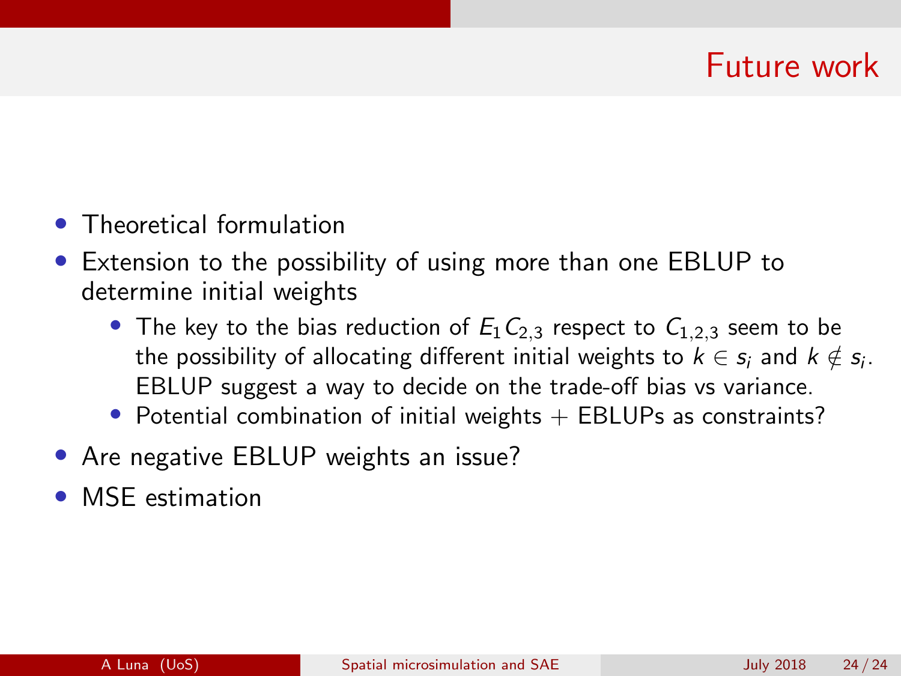# Future work

- Theoretical formulation
- Extension to the possibility of using more than one EBLUP to determine initial weights
  - The key to the bias reduction of $E_1 C_{2,3}$ respect to $C_{1,2,3}$ seem to be the possibility of allocating different initial weights to $k \in s_i$ and $k \notin s_i$. EBLUP suggest a way to decide on the trade-off bias vs variance.
  - Potential combination of initial weights + EBLUPs as constraints?
- Are negative EBLUP weights an issue?
- MSE estimation